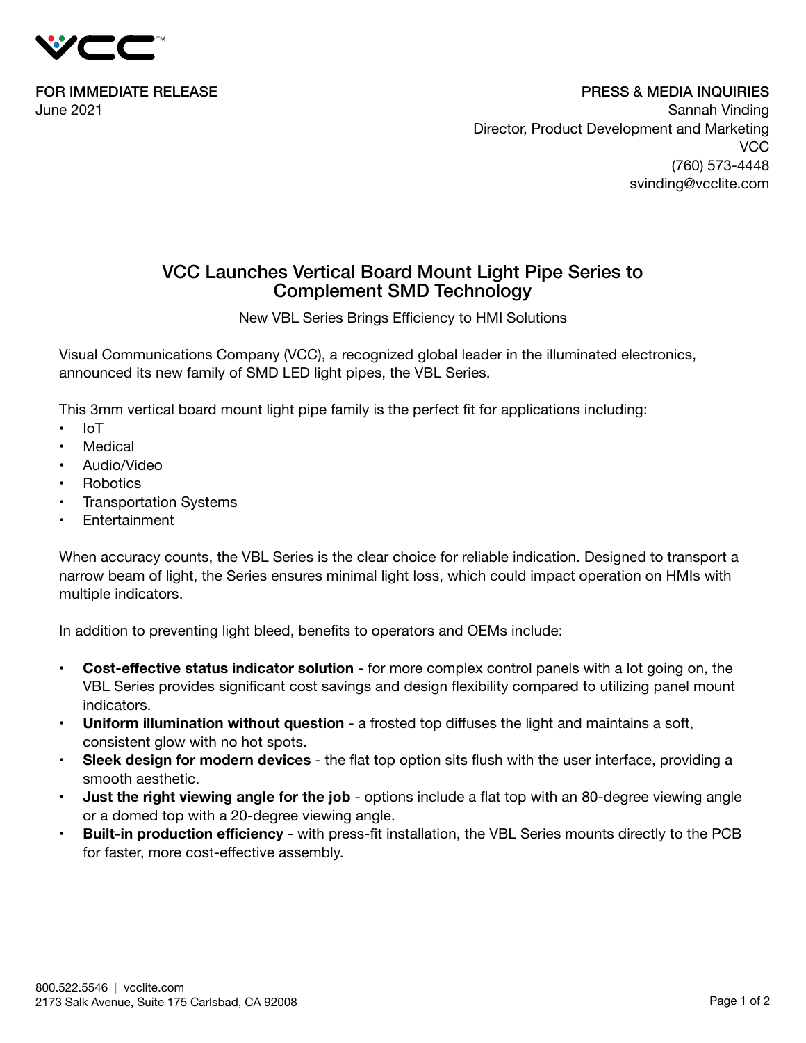FOR IMMEDIATE RELEASE
June 2021

PRESS & MEDIA INQUIRIES
Sannah Vinding
Director, Product Development and Marketing
VCC
(760) 573-4448
svinding@vcclite.com

# VCC Launches Vertical Board Mount Light Pipe Series to Complement SMD Technology

New VBL Series Brings Efficiency to HMI Solutions

Visual Communications Company (VCC), a recognized global leader in the illuminated electronics, announced its new family of SMD LED light pipes, the VBL Series.

This 3mm vertical board mount light pipe family is the perfect fit for applications including:

- IoT
- Medical
- Audio/Video
- Robotics
- Transportation Systems
- Entertainment

When accuracy counts, the VBL Series is the clear choice for reliable indication. Designed to transport a narrow beam of light, the Series ensures minimal light loss, which could impact operation on HMIs with multiple indicators.

In addition to preventing light bleed, benefits to operators and OEMs include:

- **Cost-effective status indicator solution** - for more complex control panels with a lot going on, the VBL Series provides significant cost savings and design flexibility compared to utilizing panel mount indicators.
- **Uniform illumination without question** - a frosted top diffuses the light and maintains a soft, consistent glow with no hot spots.
- **Sleek design for modern devices** - the flat top option sits flush with the user interface, providing a smooth aesthetic.
- **Just the right viewing angle for the job** - options include a flat top with an 80-degree viewing angle or a domed top with a 20-degree viewing angle.
- **Built-in production efficiency** - with press-fit installation, the VBL Series mounts directly to the PCB for faster, more cost-effective assembly.

800.522.5546 | vcclite.com
2173 Salk Avenue, Suite 175 Carlsbad, CA 92008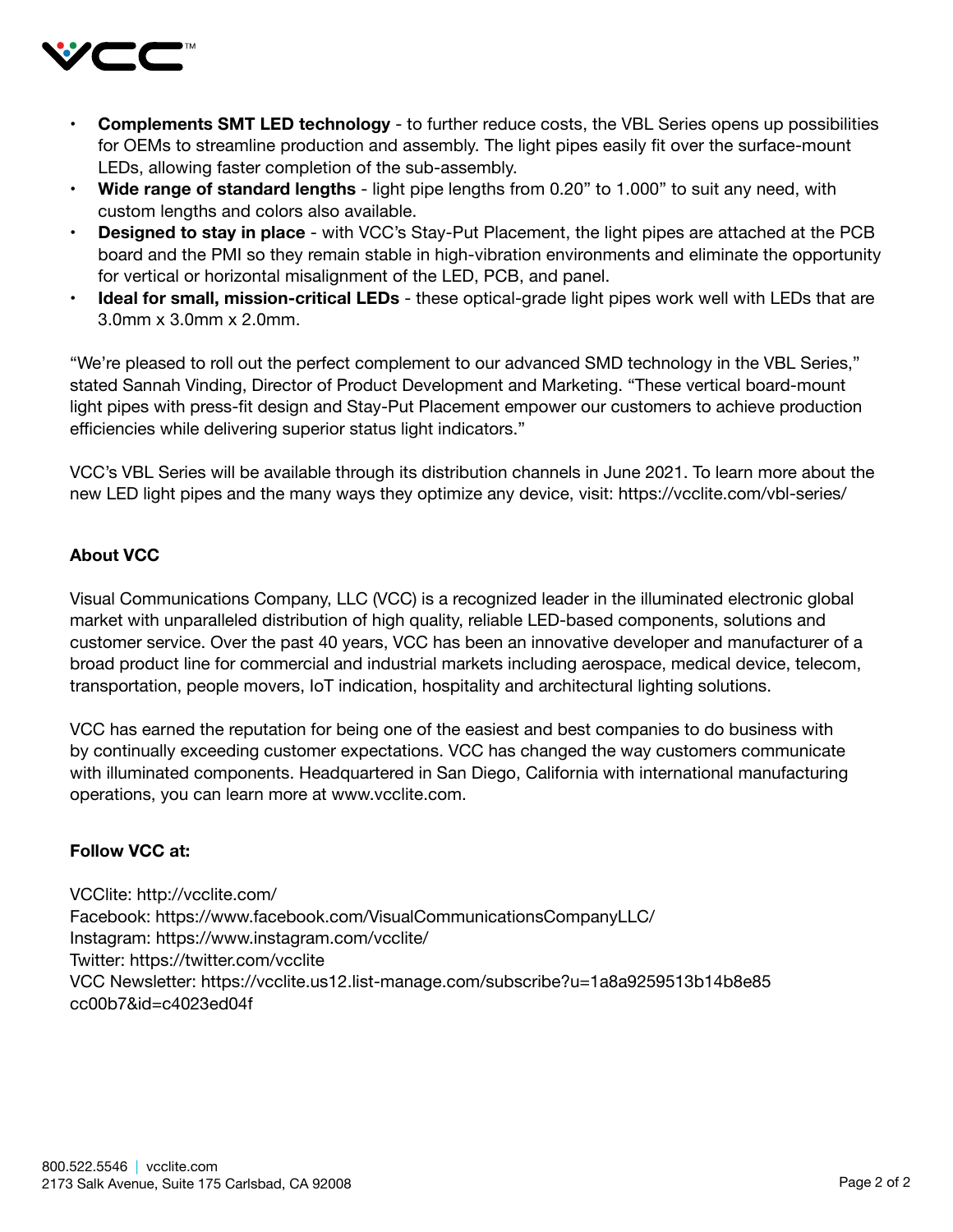- **Complements SMT LED technology** - to further reduce costs, the VBL Series opens up possibilities for OEMs to streamline production and assembly. The light pipes easily fit over the surface-mount LEDs, allowing faster completion of the sub-assembly.
- **Wide range of standard lengths** - light pipe lengths from 0.20" to 1.000" to suit any need, with custom lengths and colors also available.
- **Designed to stay in place** - with VCC's Stay-Put Placement, the light pipes are attached at the PCB board and the PMI so they remain stable in high-vibration environments and eliminate the opportunity for vertical or horizontal misalignment of the LED, PCB, and panel.
- **Ideal for small, mission-critical LEDs** - these optical-grade light pipes work well with LEDs that are 3.0mm x 3.0mm x 2.0mm.

"We're pleased to roll out the perfect complement to our advanced SMD technology in the VBL Series," stated Sannah Vinding, Director of Product Development and Marketing. "These vertical board-mount light pipes with press-fit design and Stay-Put Placement empower our customers to achieve production efficiencies while delivering superior status light indicators."

VCC's VBL Series will be available through its distribution channels in June 2021. To learn more about the new LED light pipes and the many ways they optimize any device, visit: https://vcclite.com/vbl-series/

**About VCC**

Visual Communications Company, LLC (VCC) is a recognized leader in the illuminated electronic global market with unparalleled distribution of high quality, reliable LED-based components, solutions and customer service. Over the past 40 years, VCC has been an innovative developer and manufacturer of a broad product line for commercial and industrial markets including aerospace, medical device, telecom, transportation, people movers, IoT indication, hospitality and architectural lighting solutions.

VCC has earned the reputation for being one of the easiest and best companies to do business with by continually exceeding customer expectations. VCC has changed the way customers communicate with illuminated components. Headquartered in San Diego, California with international manufacturing operations, you can learn more at www.vcclite.com.

**Follow VCC at:**

VCClite: http://vcclite.com/
Facebook: https://www.facebook.com/VisualCommunicationsCompanyLLC/
Instagram: https://www.instagram.com/vcclite/
Twitter: https://twitter.com/vcclite
VCC Newsletter: https://vcclite.us12.list-manage.com/subscribe?u=1a8a9259513b14b8e85cc00b7&id=c4023ed04f

800.522.5546 | vcclite.com
2173 Salk Avenue, Suite 175 Carlsbad, CA 92008